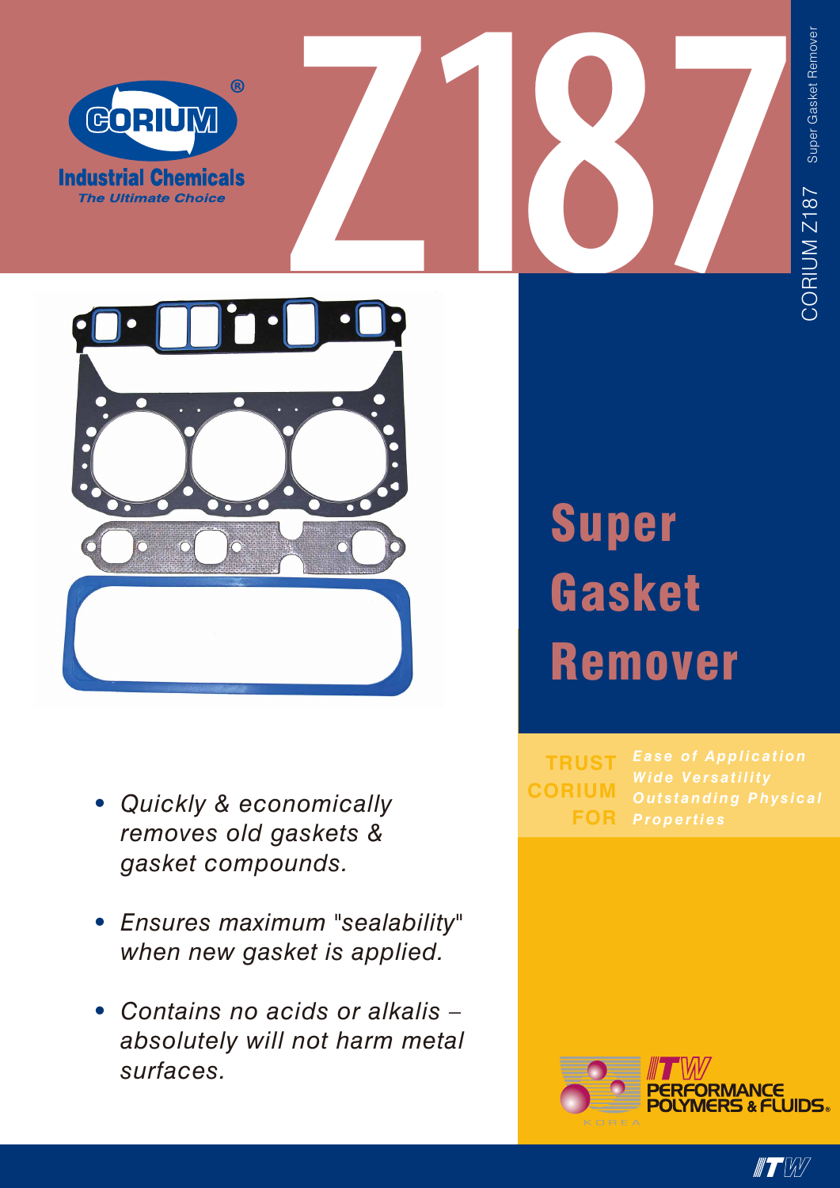CORIUM®

Industrial Chemicals

*The Ultimate Choice*

# Z187

CORIUM Z187 Super Gasket Remover

## Super Gasket Remover

- *Quickly & economically removes old gaskets & gasket compounds.*
- *Ensures maximum "sealability" when new gasket is applied.*
- *Contains no acids or alkalis – absolutely will not harm metal surfaces.*

**TRUST CORIUM FOR**

*Ease of Application*
*Wide Versatility*
*Outstanding Physical Properties*

ITW PERFORMANCE POLYMERS & FLUIDS® KOREA

ITW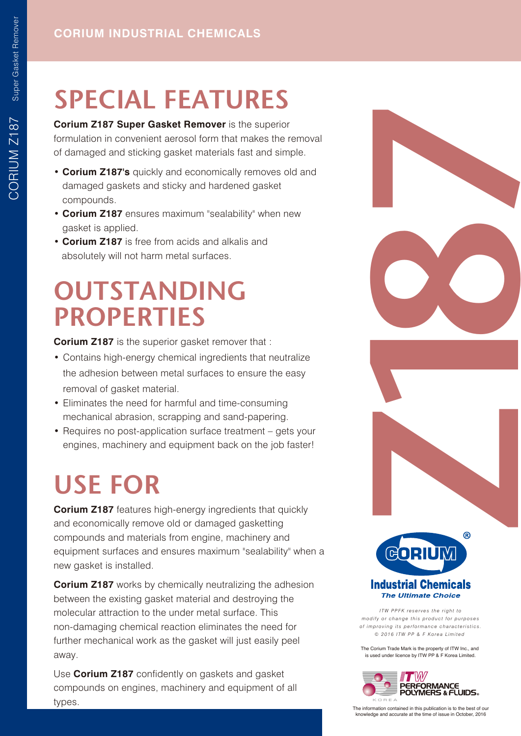CORIUM INDUSTRIAL CHEMICALS

# SPECIAL FEATURES

**Corium Z187 Super Gasket Remover** is the superior formulation in convenient aerosol form that makes the removal of damaged and sticking gasket materials fast and simple.

- **Corium Z187's** quickly and economically removes old and damaged gaskets and sticky and hardened gasket compounds.
- **Corium Z187** ensures maximum "sealability" when new gasket is applied.
- **Corium Z187** is free from acids and alkalis and absolutely will not harm metal surfaces.

# OUTSTANDING PROPERTIES

**Corium Z187** is the superior gasket remover that :

- Contains high-energy chemical ingredients that neutralize the adhesion between metal surfaces to ensure the easy removal of gasket material.
- Eliminates the need for harmful and time-consuming mechanical abrasion, scrapping and sand-papering.
- Requires no post-application surface treatment – gets your engines, machinery and equipment back on the job faster!

# USE FOR

**Corium Z187** features high-energy ingredients that quickly and economically remove old or damaged gasketting compounds and materials from engine, machinery and equipment surfaces and ensures maximum "sealability" when a new gasket is installed.

**Corium Z187** works by chemically neutralizing the adhesion between the existing gasket material and destroying the molecular attraction to the under metal surface. This non-damaging chemical reaction eliminates the need for further mechanical work as the gasket will just easily peel away.

Use **Corium Z187** confidently on gaskets and gasket compounds on engines, machinery and equipment of all types.

Z187

CORIUM®
Industrial Chemicals
*The Ultimate Choice*

*ITW PPFK reserves the right to modify or change this product for purposes of improving its performance characteristics. © 2016 ITW PP & F Korea Limited*

The Corium Trade Mark is the property of ITW Inc., and is used under licence by ITW PP & F Korea Limited.

ITW PERFORMANCE POLYMERS & FLUIDS. KOREA

The information contained in this publication is to the best of our knowledge and accurate at the time of issue in October, 2016